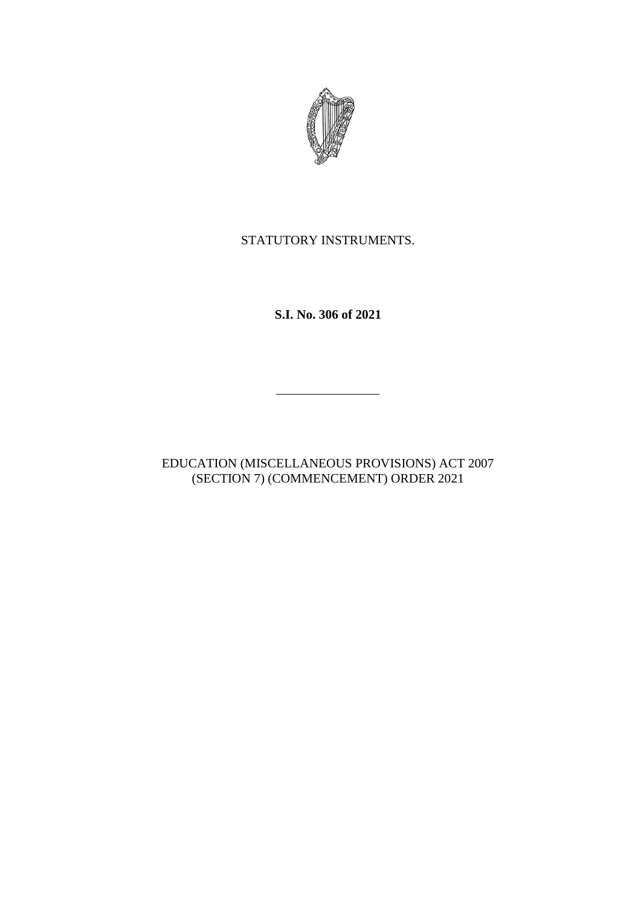STATUTORY INSTRUMENTS.

**S.I. No. 306 of 2021**

---

EDUCATION (MISCELLANEOUS PROVISIONS) ACT 2007
(SECTION 7) (COMMENCEMENT) ORDER 2021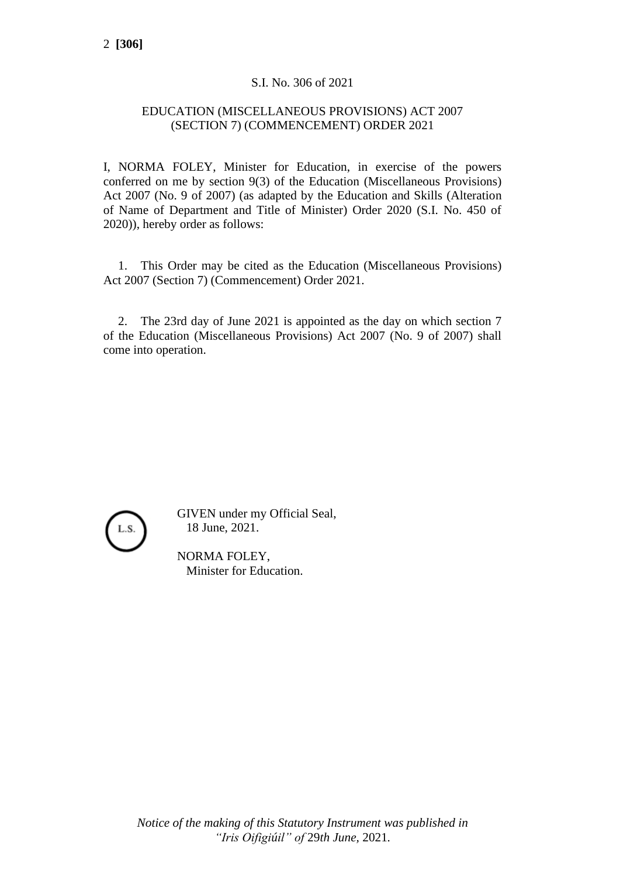S.I. No. 306 of 2021

EDUCATION (MISCELLANEOUS PROVISIONS) ACT 2007 (SECTION 7) (COMMENCEMENT) ORDER 2021

I, NORMA FOLEY, Minister for Education, in exercise of the powers conferred on me by section 9(3) of the Education (Miscellaneous Provisions) Act 2007 (No. 9 of 2007) (as adapted by the Education and Skills (Alteration of Name of Department and Title of Minister) Order 2020 (S.I. No. 450 of 2020)), hereby order as follows:

1. This Order may be cited as the Education (Miscellaneous Provisions) Act 2007 (Section 7) (Commencement) Order 2021.

2. The 23rd day of June 2021 is appointed as the day on which section 7 of the Education (Miscellaneous Provisions) Act 2007 (No. 9 of 2007) shall come into operation.

L.S.

GIVEN under my Official Seal,
18 June, 2021.

NORMA FOLEY,
Minister for Education.

*Notice of the making of this Statutory Instrument was published in "Iris Oifigiúil" of* 29*th June,* 2021.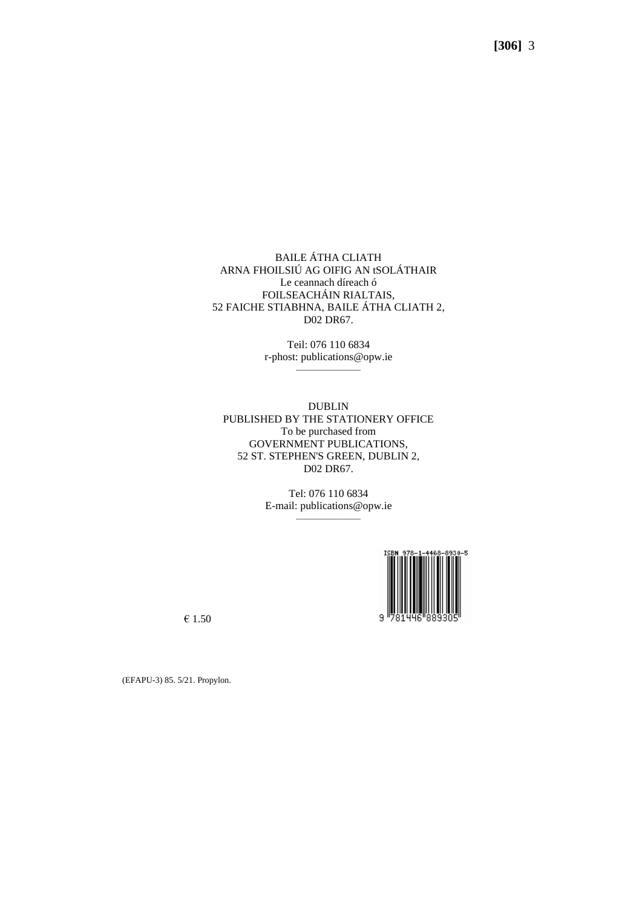BAILE ÁTHA CLIATH
ARNA FHOILSIÚ AG OIFIG AN tSOLÁTHAIR
Le ceannach díreach ó
FOILSEACHÁIN RIALTAIS,
52 FAICHE STIABHNA, BAILE ÁTHA CLIATH 2,
D02 DR67.

Teil: 076 110 6834
r-phost: publications@opw.ie

---

DUBLIN
PUBLISHED BY THE STATIONERY OFFICE
To be purchased from
GOVERNMENT PUBLICATIONS,
52 ST. STEPHEN'S GREEN, DUBLIN 2,
D02 DR67.

Tel: 076 110 6834
E-mail: publications@opw.ie

---

ISBN 978-1-4468-8930-5

9 781446 889305

€ 1.50

(EFAPU-3) 85. 5/21. Propylon.